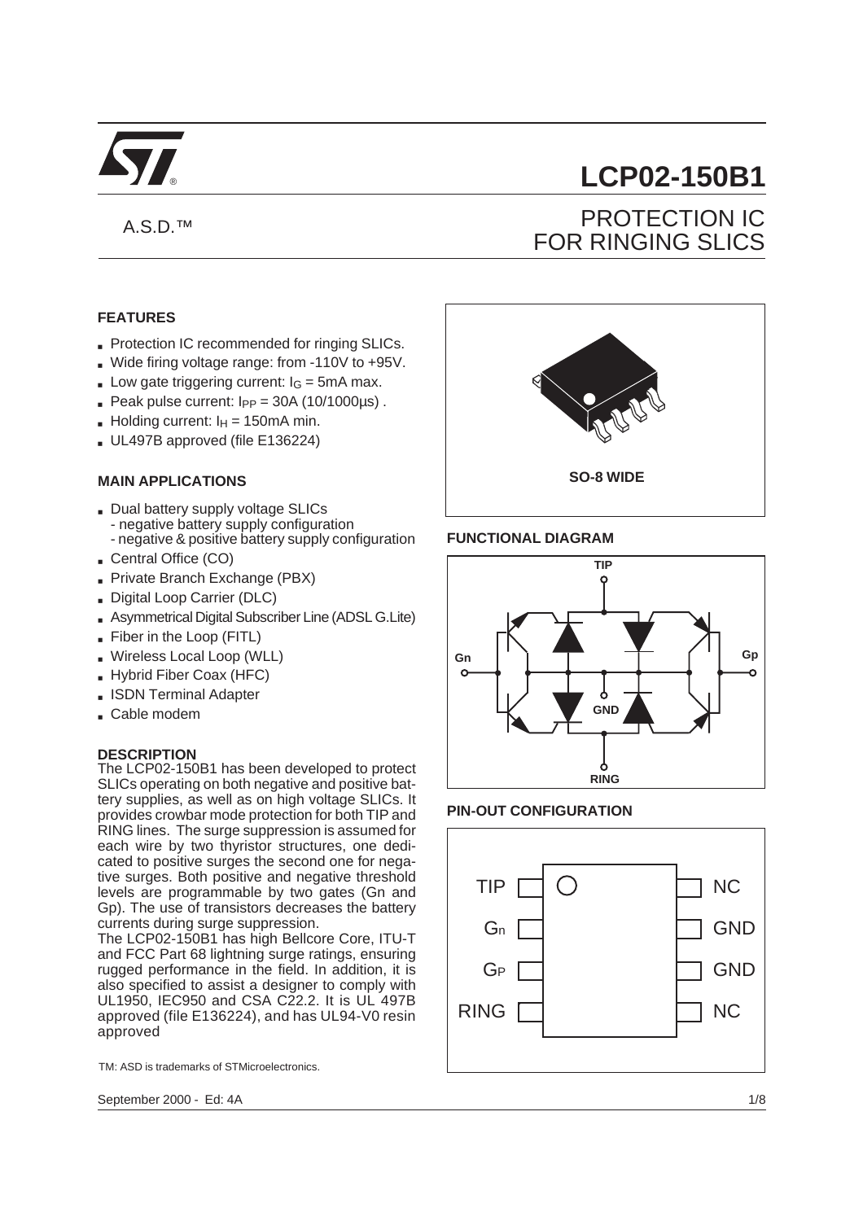# LCP02-150B1

A.S.D.™

## PROTECTION IC FOR RINGING SLICS

### FEATURES

- Protection IC recommended for ringing SLICs.
- Wide firing voltage range: from -110V to +95V.
- Low gate triggering current: $I_G$ = 5mA max.
- Peak pulse current: $I_{PP}$ = 30A (10/1000µs) .
- Holding current: $I_H$ = 150mA min.
- UL497B approved (file E136224)

### MAIN APPLICATIONS

- Dual battery supply voltage SLICs
  - negative battery supply configuration
  - negative & positive battery supply configuration
- Central Office (CO)
- Private Branch Exchange (PBX)
- Digital Loop Carrier (DLC)
- Asymmetrical Digital Subscriber Line (ADSL G.Lite)
- Fiber in the Loop (FITL)
- Wireless Local Loop (WLL)
- Hybrid Fiber Coax (HFC)
- ISDN Terminal Adapter
- Cable modem

### DESCRIPTION

The LCP02-150B1 has been developed to protect SLICs operating on both negative and positive battery supplies, as well as on high voltage SLICs. It provides crowbar mode protection for both TIP and RING lines. The surge suppression is assumed for each wire by two thyristor structures, one dedicated to positive surges the second one for negative surges. Both positive and negative threshold levels are programmable by two gates (Gn and Gp). The use of transistors decreases the battery currents during surge suppression.

The LCP02-150B1 has high Bellcore Core, ITU-T and FCC Part 68 lightning surge ratings, ensuring rugged performance in the field. In addition, it is also specified to assist a designer to comply with UL1950, IEC950 and CSA C22.2. It is UL 497B approved (file E136224), and has UL94-V0 resin approved

TM: ASD is trademarks of STMicroelectronics.

SO-8 WIDE

### FUNCTIONAL DIAGRAM

TIP, Gn, Gp, GND, RING

### PIN-OUT CONFIGURATION

| Pin | Pin |
|---|---|
| TIP | NC |
| Gn | GND |
| Gp | GND |
| RING | NC |

September 2000 - Ed: 4A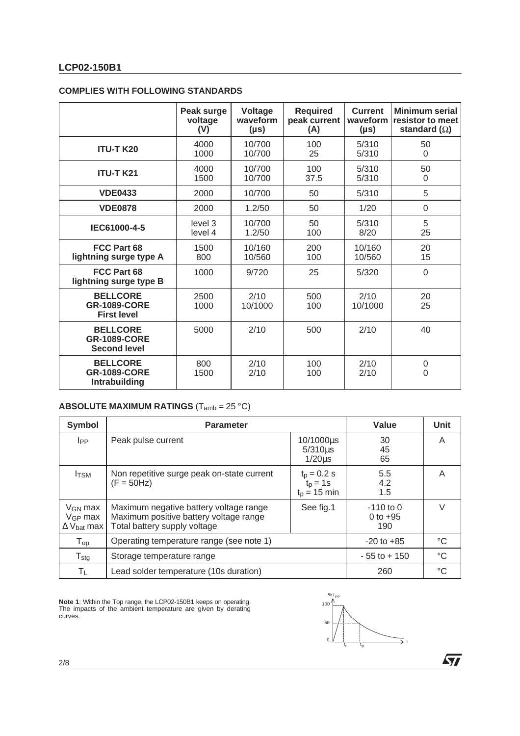## COMPLIES WITH FOLLOWING STANDARDS

| | Peak surge voltage (V) | Voltage waveform (µs) | Required peak current (A) | Current waveform (µs) | Minimum serial resistor to meet standard (Ω) |
|---|---|---|---|---|---|
| **ITU-T K20** | 4000<br>1000 | 10/700<br>10/700 | 100<br>25 | 5/310<br>5/310 | 50<br>0 |
| **ITU-T K21** | 4000<br>1500 | 10/700<br>10/700 | 100<br>37.5 | 5/310<br>5/310 | 50<br>0 |
| **VDE0433** | 2000 | 10/700 | 50 | 5/310 | 5 |
| **VDE0878** | 2000 | 1.2/50 | 50 | 1/20 | 0 |
| **IEC61000-4-5** | level 3<br>level 4 | 10/700<br>1.2/50 | 50<br>100 | 5/310<br>8/20 | 5<br>25 |
| **FCC Part 68 lightning surge type A** | 1500<br>800 | 10/160<br>10/560 | 200<br>100 | 10/160<br>10/560 | 20<br>15 |
| **FCC Part 68 lightning surge type B** | 1000 | 9/720 | 25 | 5/320 | 0 |
| **BELLCORE GR-1089-CORE First level** | 2500<br>1000 | 2/10<br>10/1000 | 500<br>100 | 2/10<br>10/1000 | 20<br>25 |
| **BELLCORE GR-1089-CORE Second level** | 5000 | 2/10 | 500 | 2/10 | 40 |
| **BELLCORE GR-1089-CORE Intrabuilding** | 800<br>1500 | 2/10<br>2/10 | 100<br>100 | 2/10<br>2/10 | 0<br>0 |

## ABSOLUTE MAXIMUM RATINGS ($T_{amb}$ = 25 °C)

| Symbol | Parameter | | Value | Unit |
|---|---|---|---|---|
| $I_{PP}$ | Peak pulse current | 10/1000µs<br>5/310µs<br>1/20µs | 30<br>45<br>65 | A |
| $I_{TSM}$ | Non repetitive surge peak on-state current (F = 50Hz) | $t_p$ = 0.2 s<br>$t_p$ = 1s<br>$t_p$ = 15 min | 5.5<br>4.2<br>1.5 | A |
| $V_{GN}$ max<br>$V_{GP}$ max<br>$\Delta V_{bat}$ max | Maximum negative battery voltage range<br>Maximum positive battery voltage range<br>Total battery supply voltage | See fig.1 | -110 to 0<br>0 to +95<br>190 | V |
| $T_{op}$ | Operating temperature range (see note 1) | | -20 to +85 | °C |
| $T_{stg}$ | Storage temperature range | | - 55 to + 150 | °C |
| $T_L$ | Lead solder temperature (10s duration) | | 260 | °C |

**Note 1**: Within the Top range, the LCP02-150B1 keeps on operating. The impacts of the ambient temperature are given by derating curves.

% $I_{PP}$ 100 50 0 $t_r$ $t_p$ t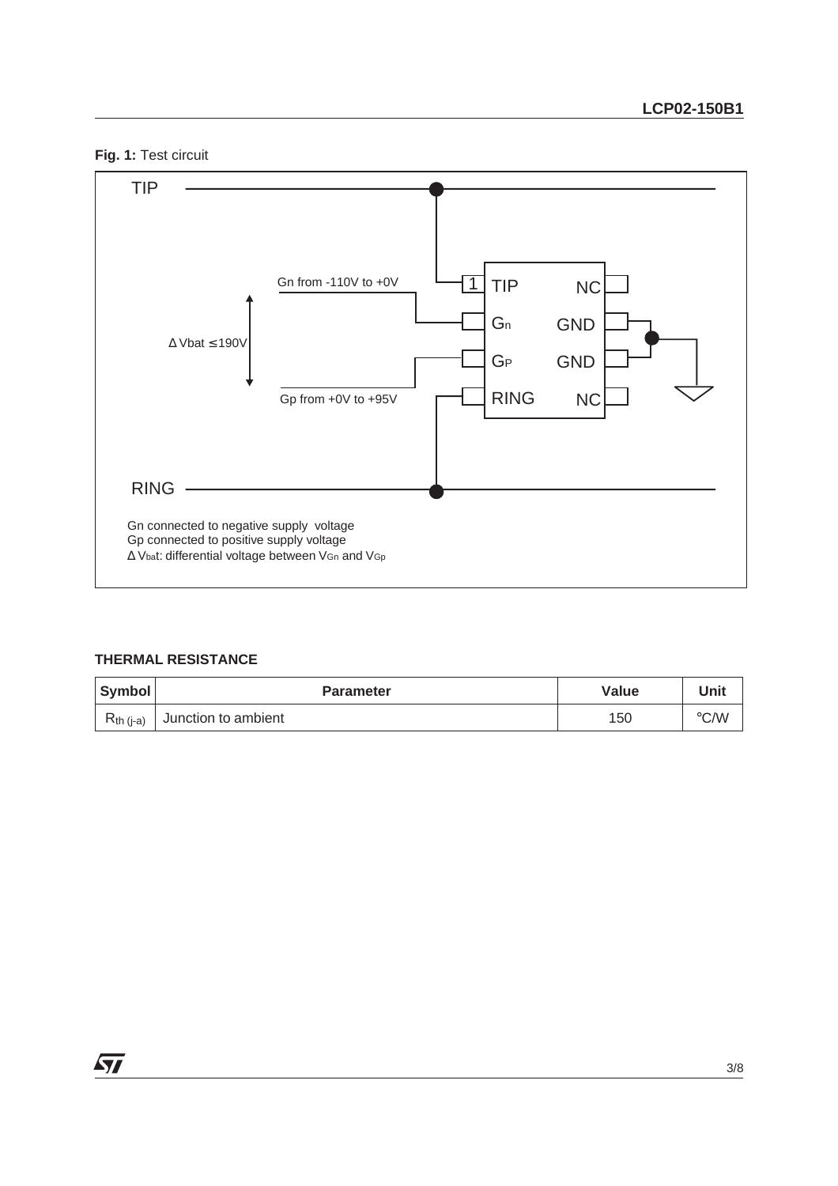**Fig. 1:** Test circuit

TIP

Gn from -110V to +0V

Δ Vbat ≤ 190V

Gp from +0V to +95V

1 TIP NC

$G_n$ GND

$G_P$ GND

RING NC

RING

Gn connected to negative supply voltage
Gp connected to positive supply voltage
Δ $V_{bat}$: differential voltage between $V_{Gn}$ and $V_{Gp}$

**THERMAL RESISTANCE**

| Symbol | Parameter | Value | Unit |
|---|---|---|---|
| $R_{th\ (j\text{-}a)}$ | Junction to ambient | 150 | °C/W |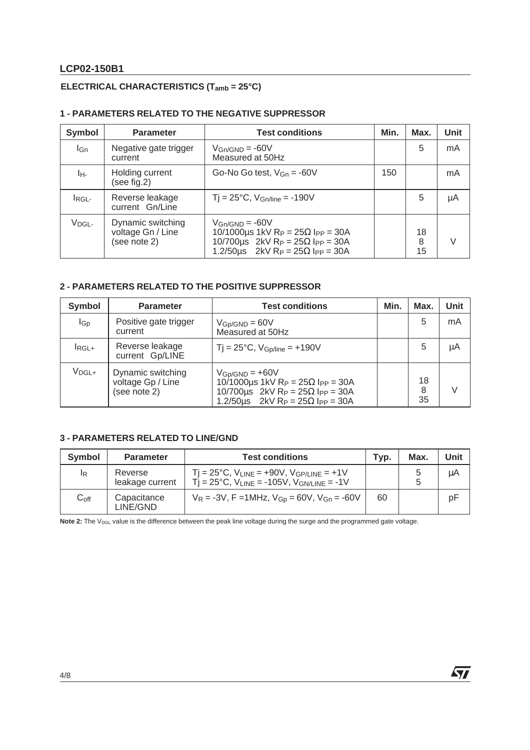## ELECTRICAL CHARACTERISTICS ($T_{amb}$ = 25°C)

### 1 - PARAMETERS RELATED TO THE NEGATIVE SUPPRESSOR

| Symbol | Parameter | Test conditions | Min. | Max. | Unit |
|---|---|---|---|---|---|
| $I_{Gn}$ | Negative gate trigger current | $V_{Gn/GND}$ = -60V<br>Measured at 50Hz | | 5 | mA |
| $I_{H-}$ | Holding current (see fig.2) | Go-No Go test, $V_{Gn}$ = -60V | 150 | | mA |
| $I_{RGL-}$ | Reverse leakage current Gn/Line | Tj = 25°C, $V_{Gn/line}$ = -190V | | 5 | µA |
| $V_{DGL-}$ | Dynamic switching voltage Gn / Line (see note 2) | $V_{Gn/GND}$ = -60V<br>10/1000µs 1kV $R_P$ = 25Ω $I_{PP}$ = 30A<br>10/700µs 2kV $R_P$ = 25Ω $I_{PP}$ = 30A<br>1.2/50µs 2kV $R_P$ = 25Ω $I_{PP}$ = 30A | | 18<br>8<br>15 | V |

### 2 - PARAMETERS RELATED TO THE POSITIVE SUPPRESSOR

| Symbol | Parameter | Test conditions | Min. | Max. | Unit |
|---|---|---|---|---|---|
| $I_{Gp}$ | Positive gate trigger current | $V_{Gp/GND}$ = 60V<br>Measured at 50Hz | | 5 | mA |
| $I_{RGL+}$ | Reverse leakage current Gp/LINE | Tj = 25°C, $V_{Gp/line}$ = +190V | | 5 | µA |
| $V_{DGL+}$ | Dynamic switching voltage Gp / Line (see note 2) | $V_{Gp/GND}$ = +60V<br>10/1000µs 1kV $R_P$ = 25Ω $I_{PP}$ = 30A<br>10/700µs 2kV $R_P$ = 25Ω $I_{PP}$ = 30A<br>1.2/50µs 2kV $R_P$ = 25Ω $I_{PP}$ = 30A | | 18<br>8<br>35 | V |

### 3 - PARAMETERS RELATED TO LINE/GND

| Symbol | Parameter | Test conditions | Typ. | Max. | Unit |
|---|---|---|---|---|---|
| $I_R$ | Reverse leakage current | Tj = 25°C, $V_{LINE}$ = +90V, $V_{GP/LINE}$ = +1V<br>Tj = 25°C, $V_{LINE}$ = -105V, $V_{GN/LINE}$ = -1V | | 5<br>5 | µA |
| $C_{off}$ | Capacitance LINE/GND | $V_R$ = -3V, F =1MHz, $V_{Gp}$ = 60V, $V_{Gn}$ = -60V | 60 | | pF |

**Note 2:** The $V_{DGL}$ value is the difference between the peak line voltage during the surge and the programmed gate voltage.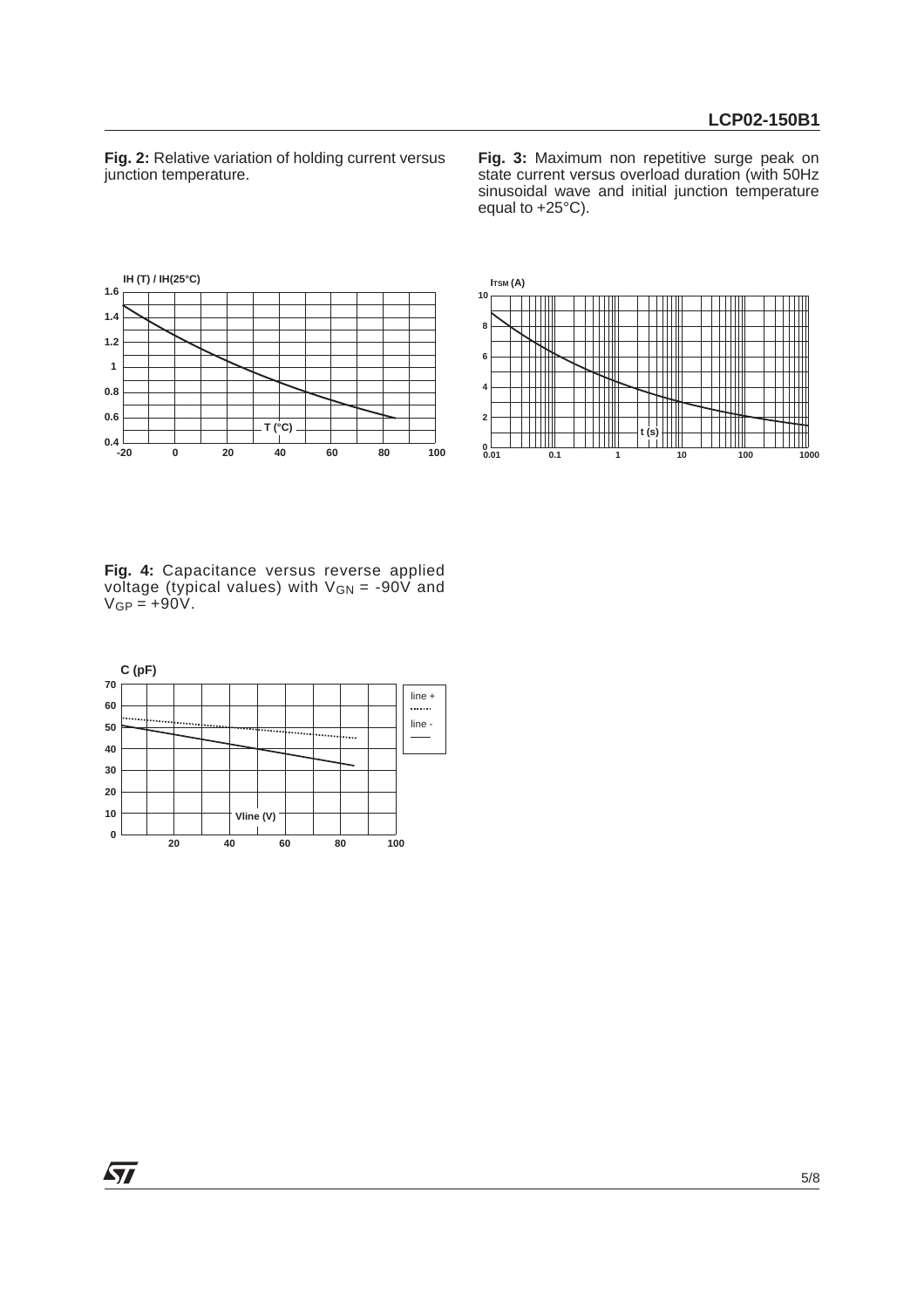**Fig. 2:** Relative variation of holding current versus junction temperature.

**Fig. 3:** Maximum non repetitive surge peak on state current versus overload duration (with 50Hz sinusoidal wave and initial junction temperature equal to +25°C).

**Fig. 4:** Capacitance versus reverse applied voltage (typical values) with $V_{GN}$ = -90V and $V_{GP}$ = +90V.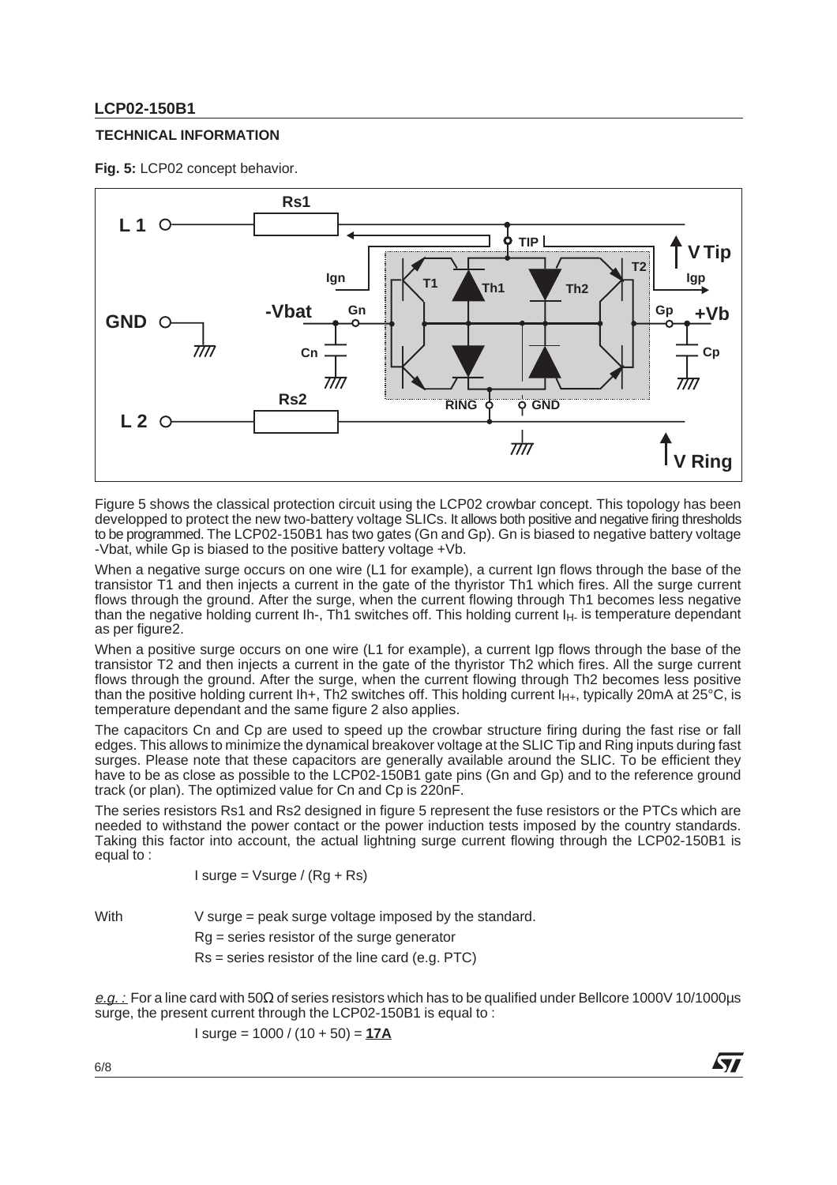## TECHNICAL INFORMATION

**Fig. 5:** LCP02 concept behavior.

Figure 5 shows the classical protection circuit using the LCP02 crowbar concept. This topology has been developped to protect the new two-battery voltage SLICs. It allows both positive and negative firing thresholds to be programmed. The LCP02-150B1 has two gates (Gn and Gp). Gn is biased to negative battery voltage -Vbat, while Gp is biased to the positive battery voltage +Vb.

When a negative surge occurs on one wire (L1 for example), a current Ign flows through the base of the transistor T1 and then injects a current in the gate of the thyristor Th1 which fires. All the surge current flows through the ground. After the surge, when the current flowing through Th1 becomes less negative than the negative holding current Ih-, Th1 switches off. This holding current $I_{H-}$ is temperature dependant as per figure2.

When a positive surge occurs on one wire (L1 for example), a current Igp flows through the base of the transistor T2 and then injects a current in the gate of the thyristor Th2 which fires. All the surge current flows through the ground. After the surge, when the current flowing through Th2 becomes less positive than the positive holding current Ih+, Th2 switches off. This holding current $I_{H+}$, typically 20mA at 25°C, is temperature dependant and the same figure 2 also applies.

The capacitors Cn and Cp are used to speed up the crowbar structure firing during the fast rise or fall edges. This allows to minimize the dynamical breakover voltage at the SLIC Tip and Ring inputs during fast surges. Please note that these capacitors are generally available around the SLIC. To be efficient they have to be as close as possible to the LCP02-150B1 gate pins (Gn and Gp) and to the reference ground track (or plan). The optimized value for Cn and Cp is 220nF.

The series resistors Rs1 and Rs2 designed in figure 5 represent the fuse resistors or the PTCs which are needed to withstand the power contact or the power induction tests imposed by the country standards. Taking this factor into account, the actual lightning surge current flowing through the LCP02-150B1 is equal to :

$$I\ surge = Vsurge / (Rg + Rs)$$

With V surge = peak surge voltage imposed by the standard.

Rg = series resistor of the surge generator

Rs = series resistor of the line card (e.g. PTC)

*e.g. :* For a line card with 50Ω of series resistors which has to be qualified under Bellcore 1000V 10/1000µs surge, the present current through the LCP02-150B1 is equal to :

$$I\ surge = 1000 / (10 + 50) = \mathbf{17A}$$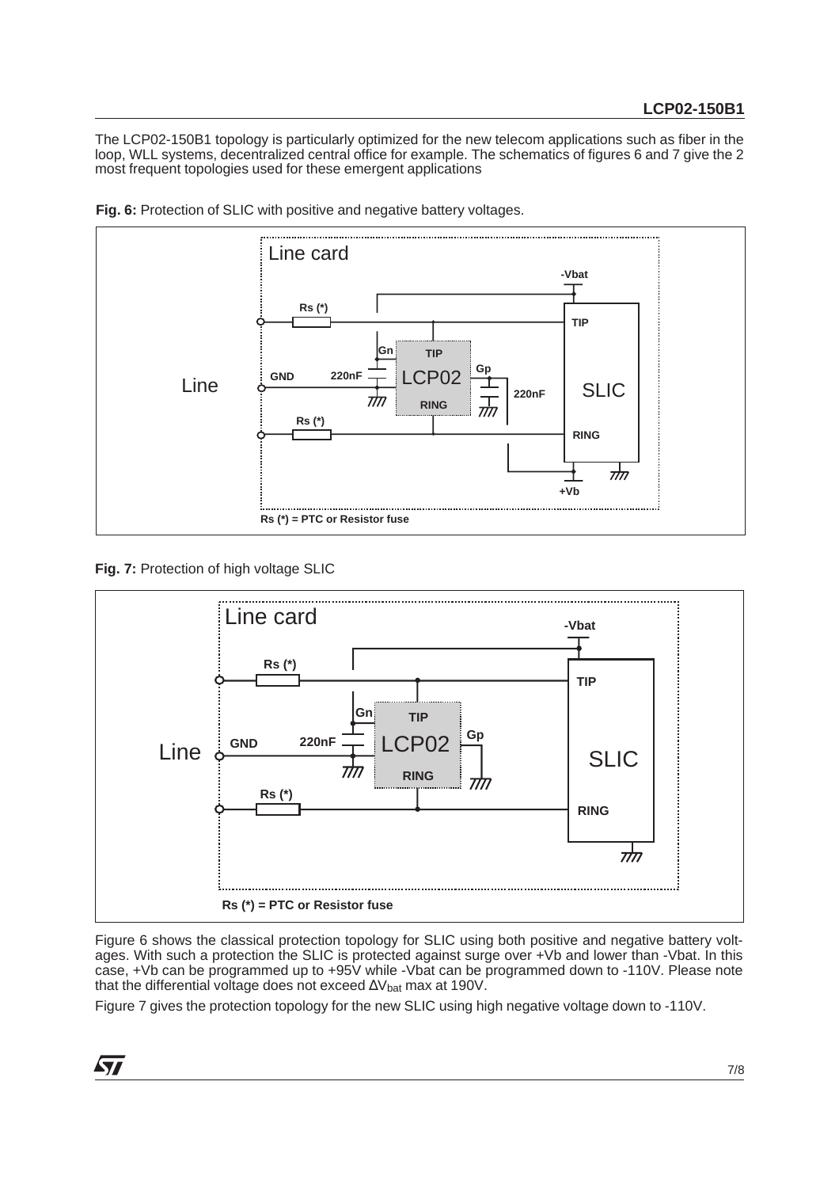The LCP02-150B1 topology is particularly optimized for the new telecom applications such as fiber in the loop, WLL systems, decentralized central office for example. The schematics of figures 6 and 7 give the 2 most frequent topologies used for these emergent applications

**Fig. 6:** Protection of SLIC with positive and negative battery voltages.

**Fig. 7:** Protection of high voltage SLIC

Figure 6 shows the classical protection topology for SLIC using both positive and negative battery voltages. With such a protection the SLIC is protected against surge over +Vb and lower than -Vbat. In this case, +Vb can be programmed up to +95V while -Vbat can be programmed down to -110V. Please note that the differential voltage does not exceed $\Delta V_{bat}$ max at 190V.

Figure 7 gives the protection topology for the new SLIC using high negative voltage down to -110V.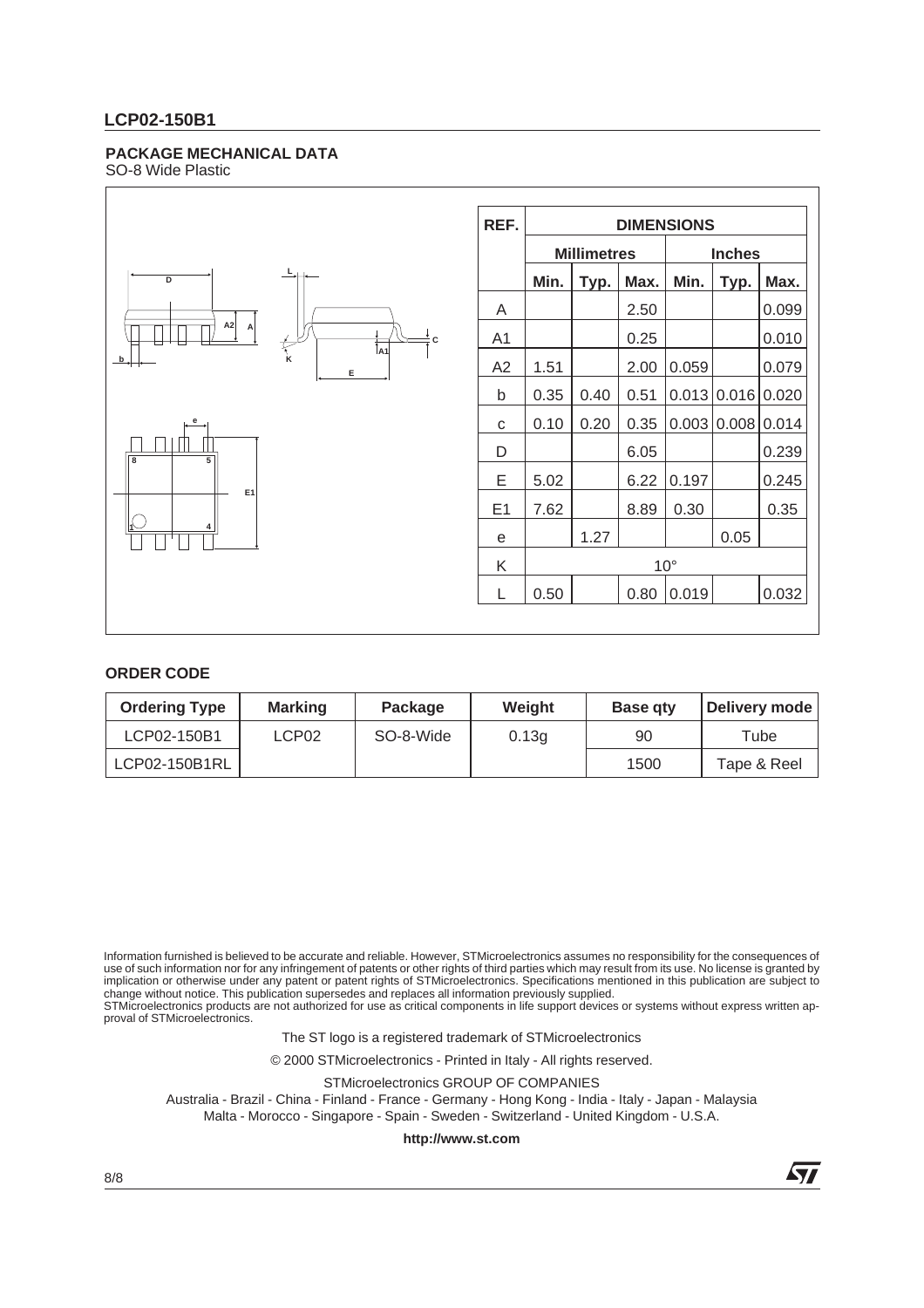## PACKAGE MECHANICAL DATA

SO-8 Wide Plastic

D
L
A2
A
C
b
K
A1
E
e
8
5
E1
1
4

| REF. | DIMENSIONS | | | | | |
|---|---|---|---|---|---|---|
| | Millimetres | | | Inches | | |
| | Min. | Typ. | Max. | Min. | Typ. | Max. |
| A | | | 2.50 | | | 0.099 |
| A1 | | | 0.25 | | | 0.010 |
| A2 | 1.51 | | 2.00 | 0.059 | | 0.079 |
| b | 0.35 | 0.40 | 0.51 | 0.013 | 0.016 | 0.020 |
| c | 0.10 | 0.20 | 0.35 | 0.003 | 0.008 | 0.014 |
| D | | | 6.05 | | | 0.239 |
| E | 5.02 | | 6.22 | 0.197 | | 0.245 |
| E1 | 7.62 | | 8.89 | 0.30 | | 0.35 |
| e | | 1.27 | | | 0.05 | |
| K | 10° | | | | | |
| L | 0.50 | | 0.80 | 0.019 | | 0.032 |

## ORDER CODE

| Ordering Type | Marking | Package | Weight | Base qty | Delivery mode |
|---|---|---|---|---|---|
| LCP02-150B1 | LCP02 | SO-8-Wide | 0.13g | 90 | Tube |
| LCP02-150B1RL | | | | 1500 | Tape & Reel |

Information furnished is believed to be accurate and reliable. However, STMicroelectronics assumes no responsibility for the consequences of use of such information nor for any infringement of patents or other rights of third parties which may result from its use. No license is granted by implication or otherwise under any patent or patent rights of STMicroelectronics. Specifications mentioned in this publication are subject to change without notice. This publication supersedes and replaces all information previously supplied.
STMicroelectronics products are not authorized for use as critical components in life support devices or systems without express written approval of STMicroelectronics.

The ST logo is a registered trademark of STMicroelectronics

© 2000 STMicroelectronics - Printed in Italy - All rights reserved.

STMicroelectronics GROUP OF COMPANIES

Australia - Brazil - China - Finland - France - Germany - Hong Kong - India - Italy - Japan - Malaysia
Malta - Morocco - Singapore - Spain - Sweden - Switzerland - United Kingdom - U.S.A.

**http://www.st.com**